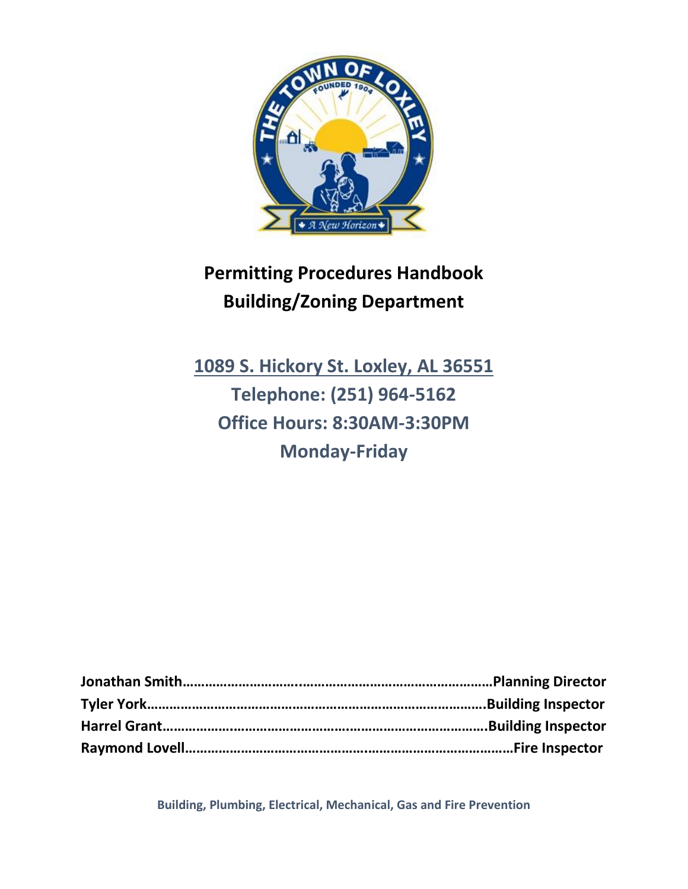# Permitting Procedures Handbook
# Building/Zoning Department

**1089 S. Hickory St. Loxley, AL 36551**
**Telephone: (251) 964-5162**
**Office Hours: 8:30AM-3:30PM**
**Monday-Friday**

**Jonathan Smith……………………………………………………………………Planning Director**
**Tyler York………………………………………………………………………….Building Inspector**
**Harrel Grant……………………………………………………………………….Building Inspector**
**Raymond Lovell…………………………………………………………………………Fire Inspector**

**Building, Plumbing, Electrical, Mechanical, Gas and Fire Prevention**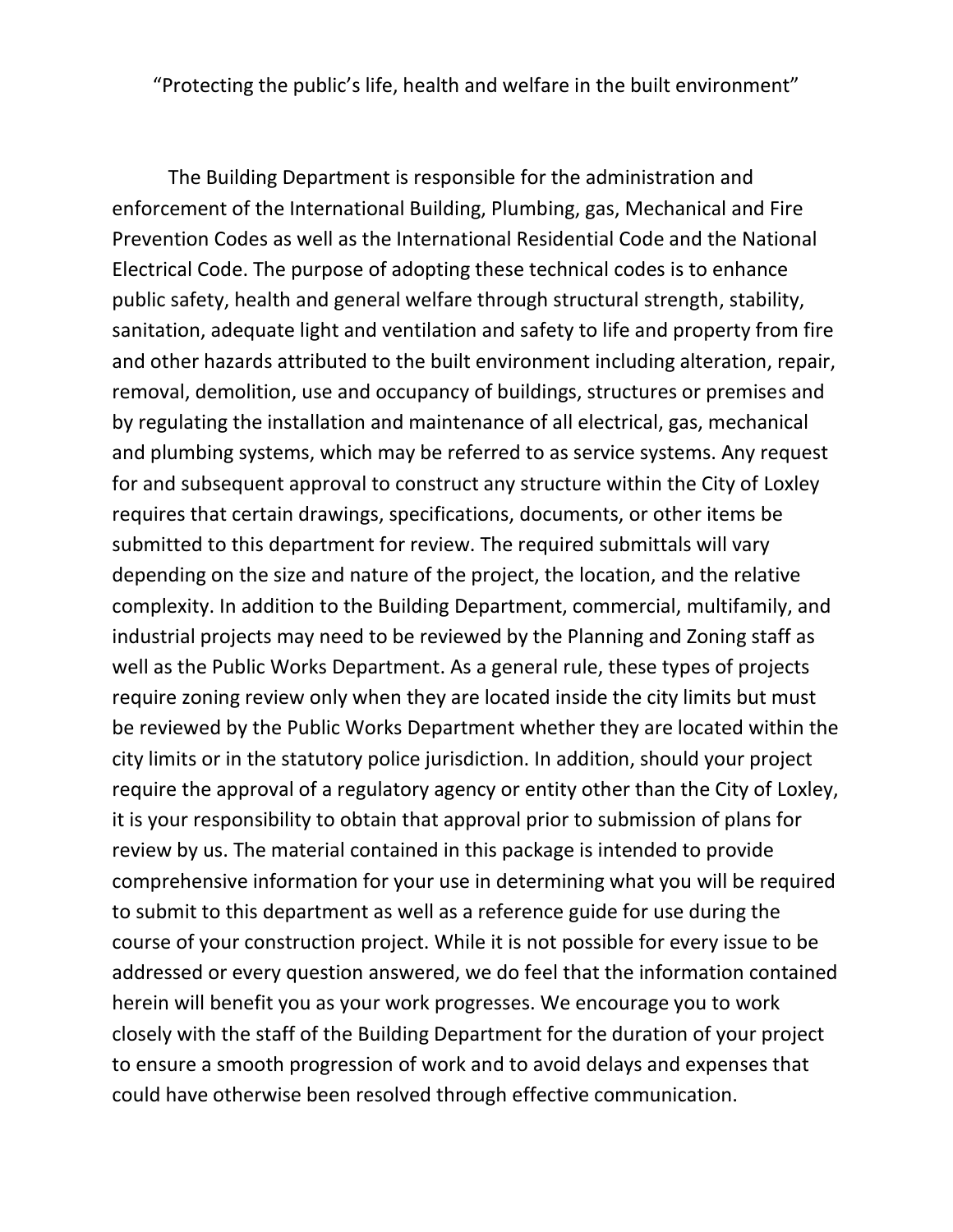“Protecting the public’s life, health and welfare in the built environment”

The Building Department is responsible for the administration and enforcement of the International Building, Plumbing, gas, Mechanical and Fire Prevention Codes as well as the International Residential Code and the National Electrical Code. The purpose of adopting these technical codes is to enhance public safety, health and general welfare through structural strength, stability, sanitation, adequate light and ventilation and safety to life and property from fire and other hazards attributed to the built environment including alteration, repair, removal, demolition, use and occupancy of buildings, structures or premises and by regulating the installation and maintenance of all electrical, gas, mechanical and plumbing systems, which may be referred to as service systems. Any request for and subsequent approval to construct any structure within the City of Loxley requires that certain drawings, specifications, documents, or other items be submitted to this department for review. The required submittals will vary depending on the size and nature of the project, the location, and the relative complexity. In addition to the Building Department, commercial, multifamily, and industrial projects may need to be reviewed by the Planning and Zoning staff as well as the Public Works Department. As a general rule, these types of projects require zoning review only when they are located inside the city limits but must be reviewed by the Public Works Department whether they are located within the city limits or in the statutory police jurisdiction. In addition, should your project require the approval of a regulatory agency or entity other than the City of Loxley, it is your responsibility to obtain that approval prior to submission of plans for review by us. The material contained in this package is intended to provide comprehensive information for your use in determining what you will be required to submit to this department as well as a reference guide for use during the course of your construction project. While it is not possible for every issue to be addressed or every question answered, we do feel that the information contained herein will benefit you as your work progresses. We encourage you to work closely with the staff of the Building Department for the duration of your project to ensure a smooth progression of work and to avoid delays and expenses that could have otherwise been resolved through effective communication.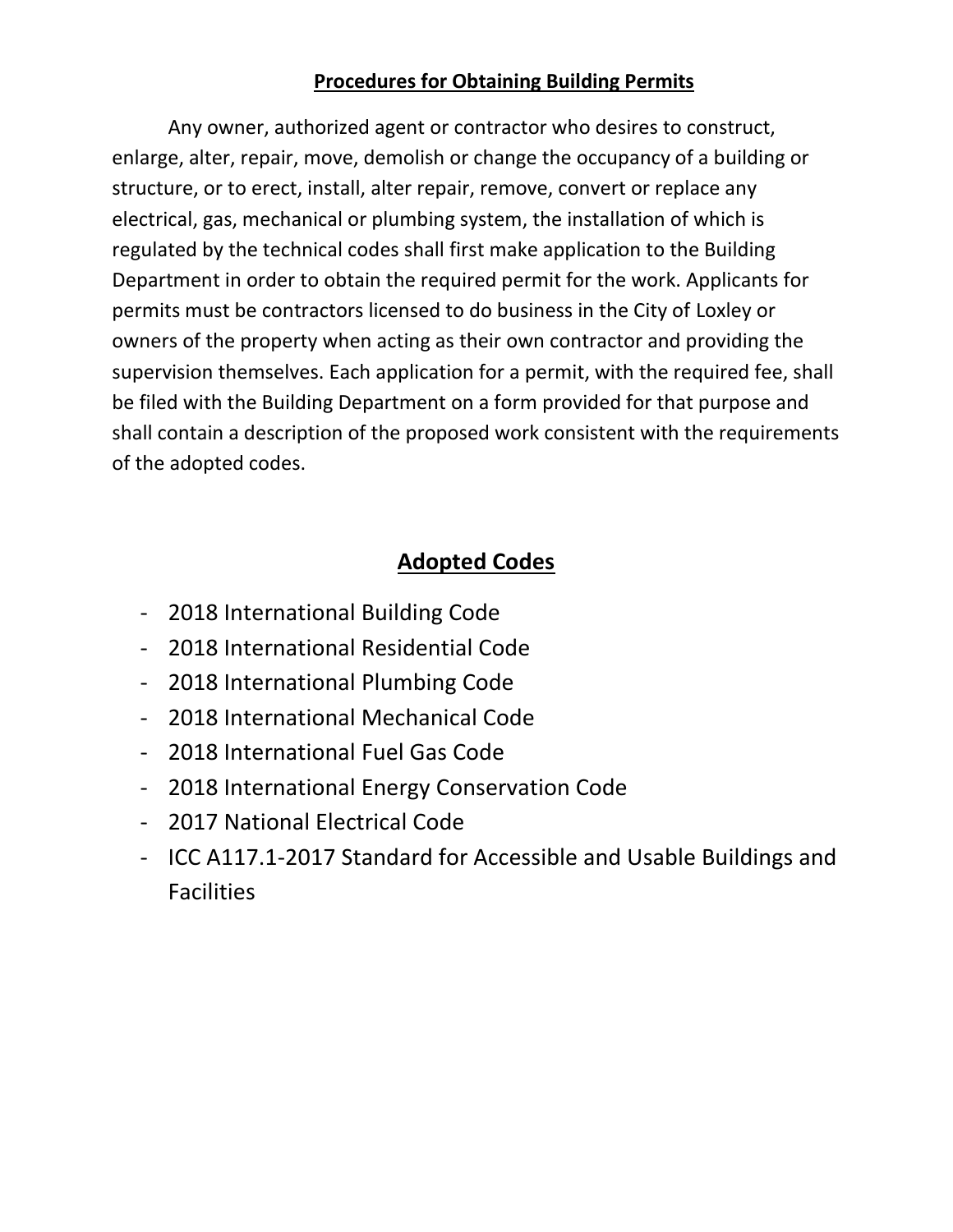## Procedures for Obtaining Building Permits

Any owner, authorized agent or contractor who desires to construct, enlarge, alter, repair, move, demolish or change the occupancy of a building or structure, or to erect, install, alter repair, remove, convert or replace any electrical, gas, mechanical or plumbing system, the installation of which is regulated by the technical codes shall first make application to the Building Department in order to obtain the required permit for the work. Applicants for permits must be contractors licensed to do business in the City of Loxley or owners of the property when acting as their own contractor and providing the supervision themselves. Each application for a permit, with the required fee, shall be filed with the Building Department on a form provided for that purpose and shall contain a description of the proposed work consistent with the requirements of the adopted codes.

## Adopted Codes

- 2018 International Building Code
- 2018 International Residential Code
- 2018 International Plumbing Code
- 2018 International Mechanical Code
- 2018 International Fuel Gas Code
- 2018 International Energy Conservation Code
- 2017 National Electrical Code
- ICC A117.1-2017 Standard for Accessible and Usable Buildings and Facilities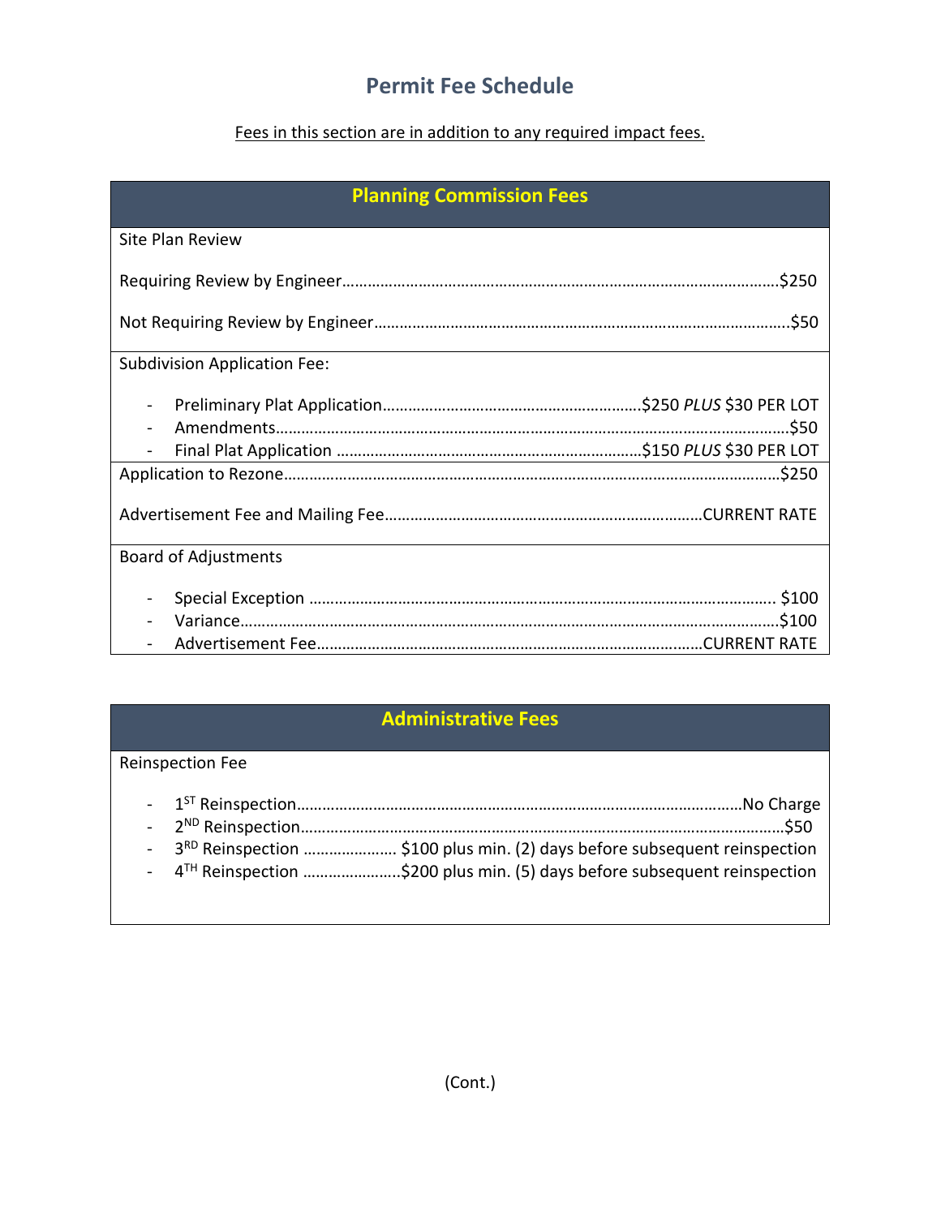# Permit Fee Schedule

Fees in this section are in addition to any required impact fees.

## Planning Commission Fees

Site Plan Review

Requiring Review by Engineer……………………………………………………………………………………….$250

Not Requiring Review by Engineer…………………………………………………………………………………..$50

Subdivision Application Fee:

- Preliminary Plat Application……………………………………………………$250 *PLUS* $30 PER LOT
- Amendments………………………………………………………………………………………………………$50
- Final Plat Application ………………………………………………………………$150 *PLUS* $30 PER LOT

Application to Rezone………………………………………………………………………………………………………$250

Advertisement Fee and Mailing Fee…………………………………………………………………CURRENT RATE

Board of Adjustments

- Special Exception ………………………………………………………………………………………………. $100
- Variance…………………………………………………………………………………………………………………$100
- Advertisement Fee……………………………………………………………………………………CURRENT RATE

## Administrative Fees

Reinspection Fee

- 1ST Reinspection………………………………………………………………………………………………No Charge
- 2ND Reinspection…………………………………………………………………………………………………………$50
- 3RD Reinspection …………………. $100 plus min. (2) days before subsequent reinspection
- 4TH Reinspection …………………..$200 plus min. (5) days before subsequent reinspection

(Cont.)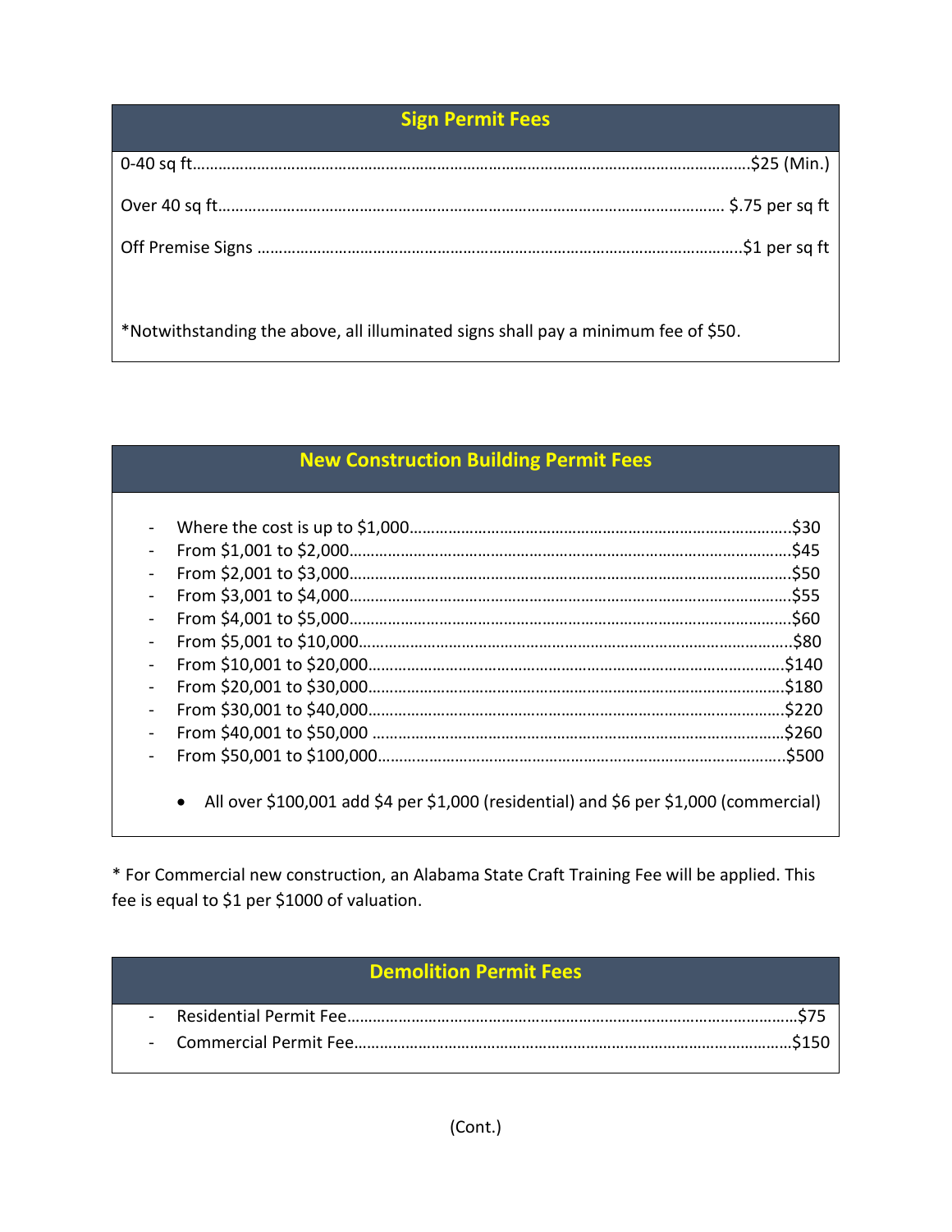## Sign Permit Fees

| Item | Fee |
| --- | --- |
| 0-40 sq ft | $25 (Min.) |
| Over 40 sq ft | $.75 per sq ft |
| Off Premise Signs | $1 per sq ft |

*Notwithstanding the above, all illuminated signs shall pay a minimum fee of $50.

## New Construction Building Permit Fees

| Cost | Fee |
| --- | --- |
| Where the cost is up to $1,000 | $30 |
| From $1,001 to $2,000 | $45 |
| From $2,001 to $3,000 | $50 |
| From $3,001 to $4,000 | $55 |
| From $4,001 to $5,000 | $60 |
| From $5,001 to $10,000 | $80 |
| From $10,001 to $20,000 | $140 |
| From $20,001 to $30,000 | $180 |
| From $30,001 to $40,000 | $220 |
| From $40,001 to $50,000 | $260 |
| From $50,001 to $100,000 | $500 |

- All over $100,001 add $4 per $1,000 (residential) and $6 per $1,000 (commercial)

* For Commercial new construction, an Alabama State Craft Training Fee will be applied. This fee is equal to $1 per $1000 of valuation.

## Demolition Permit Fees

| Item | Fee |
| --- | --- |
| Residential Permit Fee | $75 |
| Commercial Permit Fee | $150 |

(Cont.)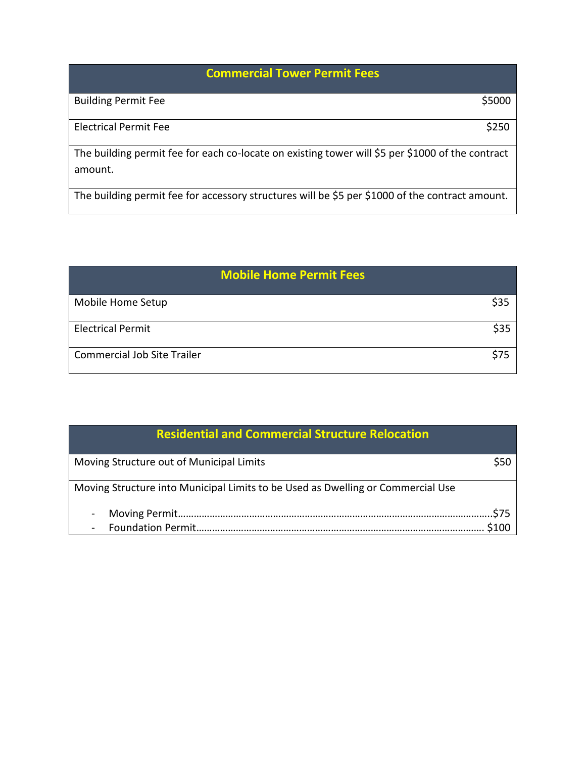| Commercial Tower Permit Fees | |
|---|---|
| Building Permit Fee | $5000 |
| Electrical Permit Fee | $250 |
| The building permit fee for each co-locate on existing tower will $5 per $1000 of the contract amount. | |
| The building permit fee for accessory structures will be $5 per $1000 of the contract amount. | |

| Mobile Home Permit Fees | |
|---|---|
| Mobile Home Setup | $35 |
| Electrical Permit | $35 |
| Commercial Job Site Trailer | $75 |

| Residential and Commercial Structure Relocation | |
|---|---|
| Moving Structure out of Municipal Limits | $50 |
| Moving Structure into Municipal Limits to be Used as Dwelling or Commercial Use | |
| - Moving Permit | $75 |
| - Foundation Permit | $100 |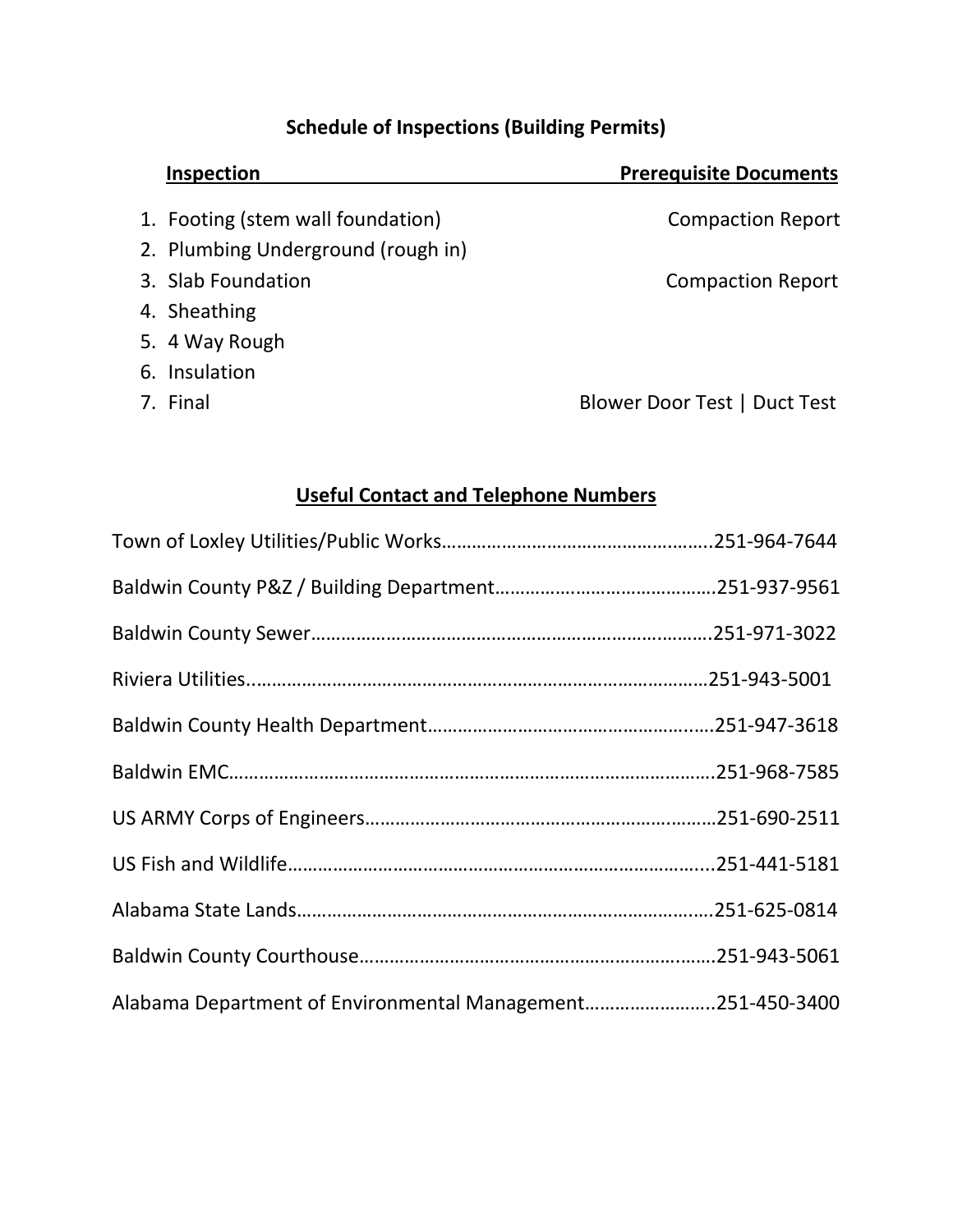## Schedule of Inspections (Building Permits)

| Inspection | Prerequisite Documents |
| --- | --- |
| 1. Footing (stem wall foundation) | Compaction Report |
| 2. Plumbing Underground (rough in) | |
| 3. Slab Foundation | Compaction Report |
| 4. Sheathing | |
| 5. 4 Way Rough | |
| 6. Insulation | |
| 7. Final | Blower Door Test \| Duct Test |

## Useful Contact and Telephone Numbers

Town of Loxley Utilities/Public Works……………………………………………..251-964-7644

Baldwin County P&Z / Building Department…………………………………….251-937-9561

Baldwin County Sewer……………………………………………………………………..251-971-3022

Riviera Utilities...………………………………………………………………………………251-943-5001

Baldwin County Health Department………………………………………………..251-947-3618

Baldwin EMC…………………………………………………………………………………….251-968-7585

US ARMY Corps of Engineers……………………………………………………………251-690-2511

US Fish and Wildlife…………………………………………………………………………..251-441-5181

Alabama State Lands………………………………………………………………………..251-625-0814

Baldwin County Courthouse……………………………………………………………251-943-5061

Alabama Department of Environmental Management……………………..251-450-3400